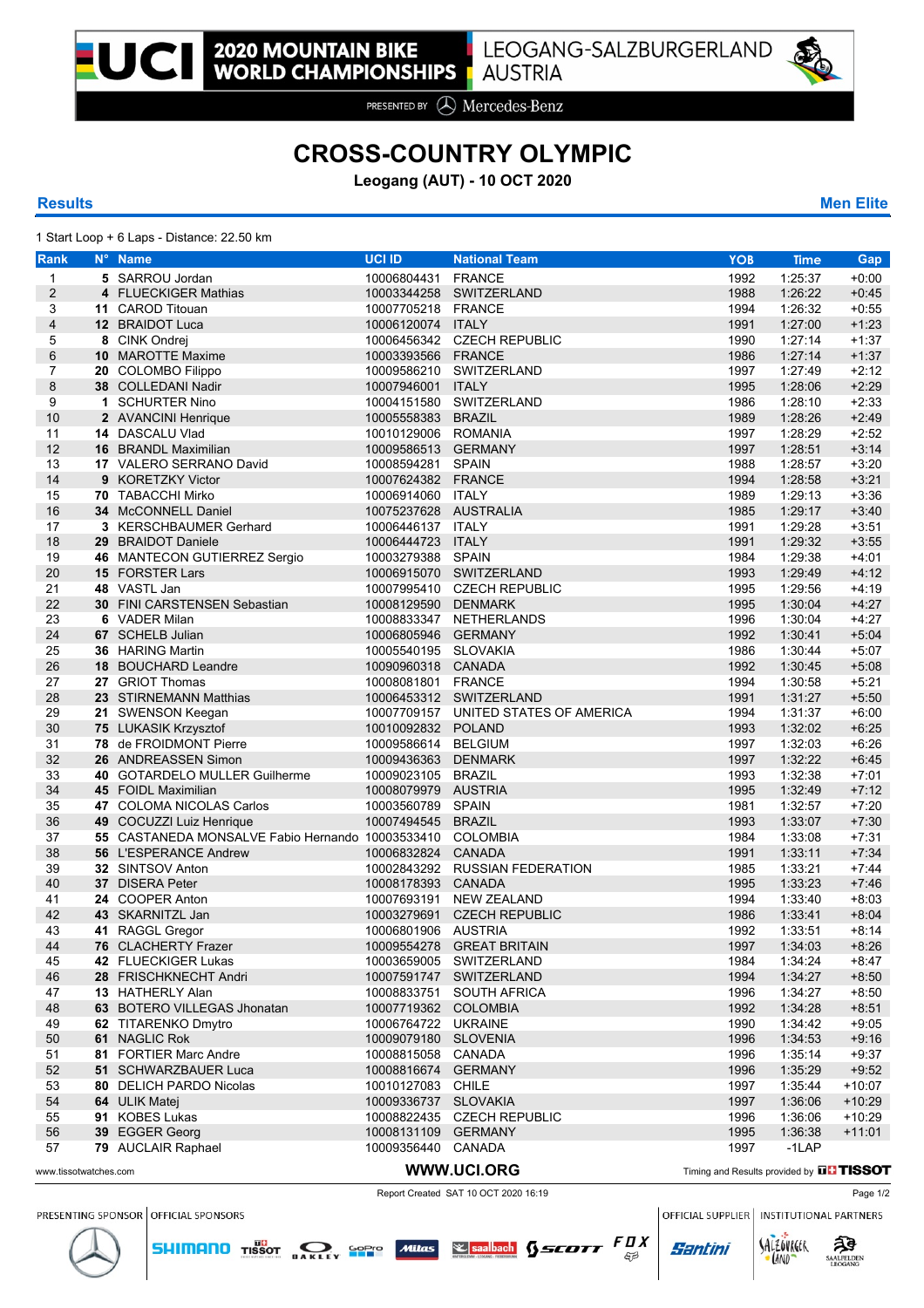# 2020 MOUNTAIN BIKE WORLD CHAMPIONSHIPS

LEOGANG-SALZBURGERLAND AUSTRIA

PRESENTED BY Mercedes-Benz

# CROSS-COUNTRY OLYMPIC

**Leogang (AUT) - 10 OCT 2020**

**Results** — **Men Elite**

1 Start Loop + 6 Laps - Distance: 22.50 km

| Rank | N° | Name | UCI ID | National Team | YOB | Time | Gap |
|---|---|---|---|---|---|---|---|
| 1 | 5 | SARROU Jordan | 10006804431 | FRANCE | 1992 | 1:25:37 | +0:00 |
| 2 | 4 | FLUECKIGER Mathias | 10003344258 | SWITZERLAND | 1988 | 1:26:22 | +0:45 |
| 3 | 11 | CAROD Titouan | 10007705218 | FRANCE | 1994 | 1:26:32 | +0:55 |
| 4 | 12 | BRAIDOT Luca | 10006120074 | ITALY | 1991 | 1:27:00 | +1:23 |
| 5 | 8 | CINK Ondrej | 10006456342 | CZECH REPUBLIC | 1990 | 1:27:14 | +1:37 |
| 6 | 10 | MAROTTE Maxime | 10003393566 | FRANCE | 1986 | 1:27:14 | +1:37 |
| 7 | 20 | COLOMBO Filippo | 10009586210 | SWITZERLAND | 1997 | 1:27:49 | +2:12 |
| 8 | 38 | COLLEDANI Nadir | 10007946001 | ITALY | 1995 | 1:28:06 | +2:29 |
| 9 | 1 | SCHURTER Nino | 10004151580 | SWITZERLAND | 1986 | 1:28:10 | +2:33 |
| 10 | 2 | AVANCINI Henrique | 10005558383 | BRAZIL | 1989 | 1:28:26 | +2:49 |
| 11 | 14 | DASCALU Vlad | 10010129006 | ROMANIA | 1997 | 1:28:29 | +2:52 |
| 12 | 16 | BRANDL Maximilian | 10009586513 | GERMANY | 1997 | 1:28:51 | +3:14 |
| 13 | 17 | VALERO SERRANO David | 10008594281 | SPAIN | 1988 | 1:28:57 | +3:20 |
| 14 | 9 | KORETZKY Victor | 10007624382 | FRANCE | 1994 | 1:28:58 | +3:21 |
| 15 | 70 | TABACCHI Mirko | 10006914060 | ITALY | 1989 | 1:29:13 | +3:36 |
| 16 | 34 | McCONNELL Daniel | 10075237628 | AUSTRALIA | 1985 | 1:29:17 | +3:40 |
| 17 | 3 | KERSCHBAUMER Gerhard | 10006446137 | ITALY | 1991 | 1:29:28 | +3:51 |
| 18 | 29 | BRAIDOT Daniele | 10006444723 | ITALY | 1991 | 1:29:32 | +3:55 |
| 19 | 46 | MANTECON GUTIERREZ Sergio | 10003279388 | SPAIN | 1984 | 1:29:38 | +4:01 |
| 20 | 15 | FORSTER Lars | 10006915070 | SWITZERLAND | 1993 | 1:29:49 | +4:12 |
| 21 | 48 | VASTL Jan | 10007995410 | CZECH REPUBLIC | 1995 | 1:29:56 | +4:19 |
| 22 | 30 | FINI CARSTENSEN Sebastian | 10008129590 | DENMARK | 1995 | 1:30:04 | +4:27 |
| 23 | 6 | VADER Milan | 10008833347 | NETHERLANDS | 1996 | 1:30:04 | +4:27 |
| 24 | 67 | SCHELB Julian | 10006805946 | GERMANY | 1992 | 1:30:41 | +5:04 |
| 25 | 36 | HARING Martin | 10005540195 | SLOVAKIA | 1986 | 1:30:44 | +5:07 |
| 26 | 18 | BOUCHARD Leandre | 10090960318 | CANADA | 1992 | 1:30:45 | +5:08 |
| 27 | 27 | GRIOT Thomas | 10008081801 | FRANCE | 1994 | 1:30:58 | +5:21 |
| 28 | 23 | STIRNEMANN Matthias | 10006453312 | SWITZERLAND | 1991 | 1:31:27 | +5:50 |
| 29 | 21 | SWENSON Keegan | 10007709157 | UNITED STATES OF AMERICA | 1994 | 1:31:37 | +6:00 |
| 30 | 75 | LUKASIK Krzysztof | 10010092832 | POLAND | 1993 | 1:32:02 | +6:25 |
| 31 | 78 | de FROIDMONT Pierre | 10009586614 | BELGIUM | 1997 | 1:32:03 | +6:26 |
| 32 | 26 | ANDREASSEN Simon | 10009436363 | DENMARK | 1997 | 1:32:22 | +6:45 |
| 33 | 40 | GOTARDELO MULLER Guilherme | 10009023105 | BRAZIL | 1993 | 1:32:38 | +7:01 |
| 34 | 45 | FOIDL Maximilian | 10008079979 | AUSTRIA | 1995 | 1:32:49 | +7:12 |
| 35 | 47 | COLOMA NICOLAS Carlos | 10003560789 | SPAIN | 1981 | 1:32:57 | +7:20 |
| 36 | 49 | COCUZZI Luiz Henrique | 10007494545 | BRAZIL | 1993 | 1:33:07 | +7:30 |
| 37 | 55 | CASTANEDA MONSALVE Fabio Hernando | 10003533410 | COLOMBIA | 1984 | 1:33:08 | +7:31 |
| 38 | 56 | L'ESPERANCE Andrew | 10006832824 | CANADA | 1991 | 1:33:11 | +7:34 |
| 39 | 32 | SINTSOV Anton | 10002843292 | RUSSIAN FEDERATION | 1985 | 1:33:21 | +7:44 |
| 40 | 37 | DISERA Peter | 10008178393 | CANADA | 1995 | 1:33:23 | +7:46 |
| 41 | 24 | COOPER Anton | 10007693191 | NEW ZEALAND | 1994 | 1:33:40 | +8:03 |
| 42 | 43 | SKARNITZL Jan | 10003279691 | CZECH REPUBLIC | 1986 | 1:33:41 | +8:04 |
| 43 | 41 | RAGGL Gregor | 10006801906 | AUSTRIA | 1992 | 1:33:51 | +8:14 |
| 44 | 76 | CLACHERTY Frazer | 10009554278 | GREAT BRITAIN | 1997 | 1:34:03 | +8:26 |
| 45 | 42 | FLUECKIGER Lukas | 10003659005 | SWITZERLAND | 1984 | 1:34:24 | +8:47 |
| 46 | 28 | FRISCHKNECHT Andri | 10007591747 | SWITZERLAND | 1994 | 1:34:27 | +8:50 |
| 47 | 13 | HATHERLY Alan | 10008833751 | SOUTH AFRICA | 1996 | 1:34:27 | +8:50 |
| 48 | 63 | BOTERO VILLEGAS Jhonatan | 10007719362 | COLOMBIA | 1992 | 1:34:28 | +8:51 |
| 49 | 62 | TITARENKO Dmytro | 10006764722 | UKRAINE | 1990 | 1:34:42 | +9:05 |
| 50 | 61 | NAGLIC Rok | 10009079180 | SLOVENIA | 1996 | 1:34:53 | +9:16 |
| 51 | 81 | FORTIER Marc Andre | 10008815058 | CANADA | 1996 | 1:35:14 | +9:37 |
| 52 | 51 | SCHWARZBAUER Luca | 10008816674 | GERMANY | 1996 | 1:35:29 | +9:52 |
| 53 | 80 | DELICH PARDO Nicolas | 10010127083 | CHILE | 1997 | 1:35:44 | +10:07 |
| 54 | 64 | ULIK Matej | 10009336737 | SLOVAKIA | 1997 | 1:36:06 | +10:29 |
| 55 | 91 | KOBES Lukas | 10008822435 | CZECH REPUBLIC | 1996 | 1:36:06 | +10:29 |
| 56 | 39 | EGGER Georg | 10008131109 | GERMANY | 1995 | 1:36:38 | +11:01 |
| 57 | 79 | AUCLAIR Raphael | 10009356440 | CANADA | 1997 | -1LAP | |

www.tissotwatches.com — WWW.UCI.ORG — Timing and Results provided by TISSOT

Report Created SAT 10 OCT 2020 16:19

PRESENTING SPONSOR | OFFICIAL SPONSORS | OFFICIAL SUPPLIER | INSTITUTIONAL PARTNERS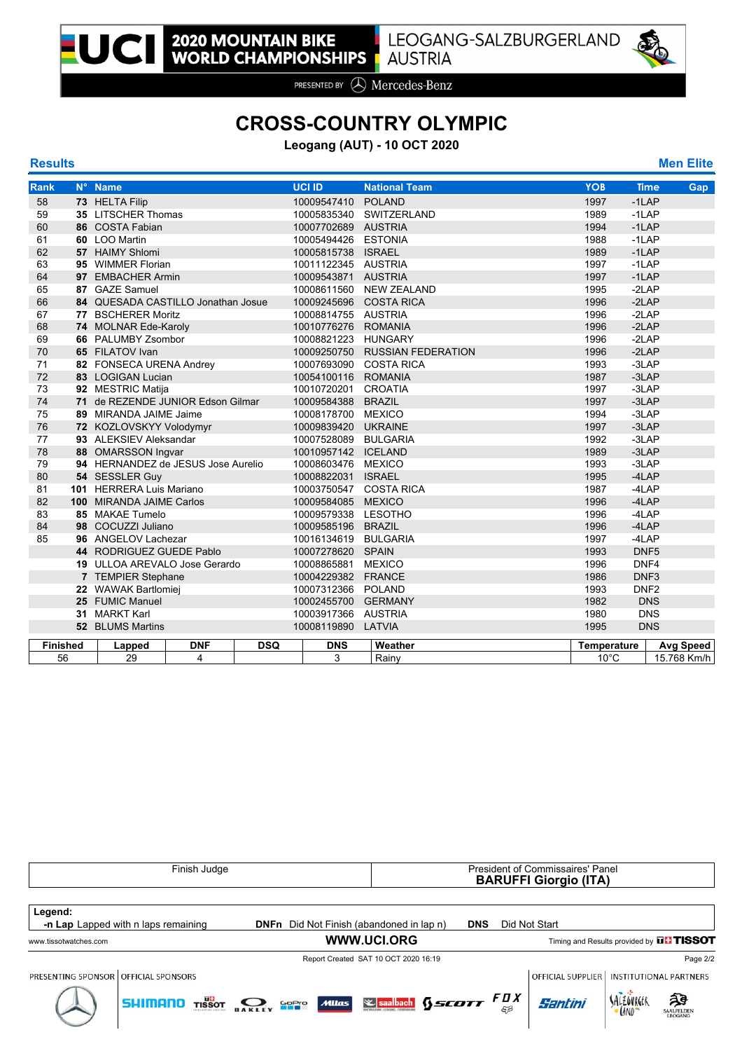# CROSS-COUNTRY OLYMPIC

**Leogang (AUT) - 10 OCT 2020**

**Results** **Men Elite**

| Rank | N° | Name | UCI ID | National Team | YOB | Time | Gap |
|---|---|---|---|---|---|---|---|
| 58 | 73 | HELTA Filip | 10009547410 | POLAND | 1997 | -1LAP | |
| 59 | 35 | LITSCHER Thomas | 10005835340 | SWITZERLAND | 1989 | -1LAP | |
| 60 | 86 | COSTA Fabian | 10007702689 | AUSTRIA | 1994 | -1LAP | |
| 61 | 60 | LOO Martin | 10005494426 | ESTONIA | 1988 | -1LAP | |
| 62 | 57 | HAIMY Shlomi | 10005815738 | ISRAEL | 1989 | -1LAP | |
| 63 | 95 | WIMMER Florian | 10011122345 | AUSTRIA | 1997 | -1LAP | |
| 64 | 97 | EMBACHER Armin | 10009543871 | AUSTRIA | 1997 | -1LAP | |
| 65 | 87 | GAZE Samuel | 10008611560 | NEW ZEALAND | 1995 | -2LAP | |
| 66 | 84 | QUESADA CASTILLO Jonathan Josue | 10009245696 | COSTA RICA | 1996 | -2LAP | |
| 67 | 77 | BSCHERER Moritz | 10008814755 | AUSTRIA | 1996 | -2LAP | |
| 68 | 74 | MOLNAR Ede-Karoly | 10010776276 | ROMANIA | 1996 | -2LAP | |
| 69 | 66 | PALUMBY Zsombor | 10008821223 | HUNGARY | 1996 | -2LAP | |
| 70 | 65 | FILATOV Ivan | 10009250750 | RUSSIAN FEDERATION | 1996 | -2LAP | |
| 71 | 82 | FONSECA URENA Andrey | 10007693090 | COSTA RICA | 1993 | -3LAP | |
| 72 | 83 | LOGIGAN Lucian | 10054100116 | ROMANIA | 1987 | -3LAP | |
| 73 | 92 | MESTRIC Matija | 10010720201 | CROATIA | 1997 | -3LAP | |
| 74 | 71 | de REZENDE JUNIOR Edson Gilmar | 10009584388 | BRAZIL | 1997 | -3LAP | |
| 75 | 89 | MIRANDA JAIME Jaime | 10008178700 | MEXICO | 1994 | -3LAP | |
| 76 | 72 | KOZLOVSKYY Volodymyr | 10009839420 | UKRAINE | 1997 | -3LAP | |
| 77 | 93 | ALEKSIEV Aleksandar | 10007528089 | BULGARIA | 1992 | -3LAP | |
| 78 | 88 | OMARSSON Ingvar | 10010957142 | ICELAND | 1989 | -3LAP | |
| 79 | 94 | HERNANDEZ de JESUS Jose Aurelio | 10008603476 | MEXICO | 1993 | -3LAP | |
| 80 | 54 | SESSLER Guy | 10008822031 | ISRAEL | 1995 | -4LAP | |
| 81 | 101 | HERRERA Luis Mariano | 10003750547 | COSTA RICA | 1987 | -4LAP | |
| 82 | 100 | MIRANDA JAIME Carlos | 10009584085 | MEXICO | 1996 | -4LAP | |
| 83 | 85 | MAKAE Tumelo | 10009579338 | LESOTHO | 1996 | -4LAP | |
| 84 | 98 | COCUZZI Juliano | 10009585196 | BRAZIL | 1996 | -4LAP | |
| 85 | 96 | ANGELOV Lachezar | 10016134619 | BULGARIA | 1997 | -4LAP | |
| | 44 | RODRIGUEZ GUEDE Pablo | 10007278620 | SPAIN | 1993 | DNF5 | |
| | 19 | ULLOA AREVALO Jose Gerardo | 10008865881 | MEXICO | 1996 | DNF4 | |
| | 7 | TEMPIER Stephane | 10004229382 | FRANCE | 1986 | DNF3 | |
| | 22 | WAWAK Bartlomiej | 10007312366 | POLAND | 1993 | DNF2 | |
| | 25 | FUMIC Manuel | 10002455700 | GERMANY | 1982 | DNS | |
| | 31 | MARKT Karl | 10003917366 | AUSTRIA | 1980 | DNS | |
| | 52 | BLUMS Martins | 10008119890 | LATVIA | 1995 | DNS | |

| Finished | Lapped | DNF | DSQ | DNS | Weather | Temperature | Avg Speed |
|---|---|---|---|---|---|---|---|
| 56 | 29 | 4 | | 3 | Rainy | 10°C | 15.768 Km/h |

| Finish Judge | President of Commissaires' Panel |
|---|---|
| | **BARUFFI Giorgio (ITA)** |

**Legend:**
**-n Lap** Lapped with n laps remaining **DNFn** Did Not Finish (abandoned in lap n) **DNS** Did Not Start

Report Created SAT 10 OCT 2020 16:19